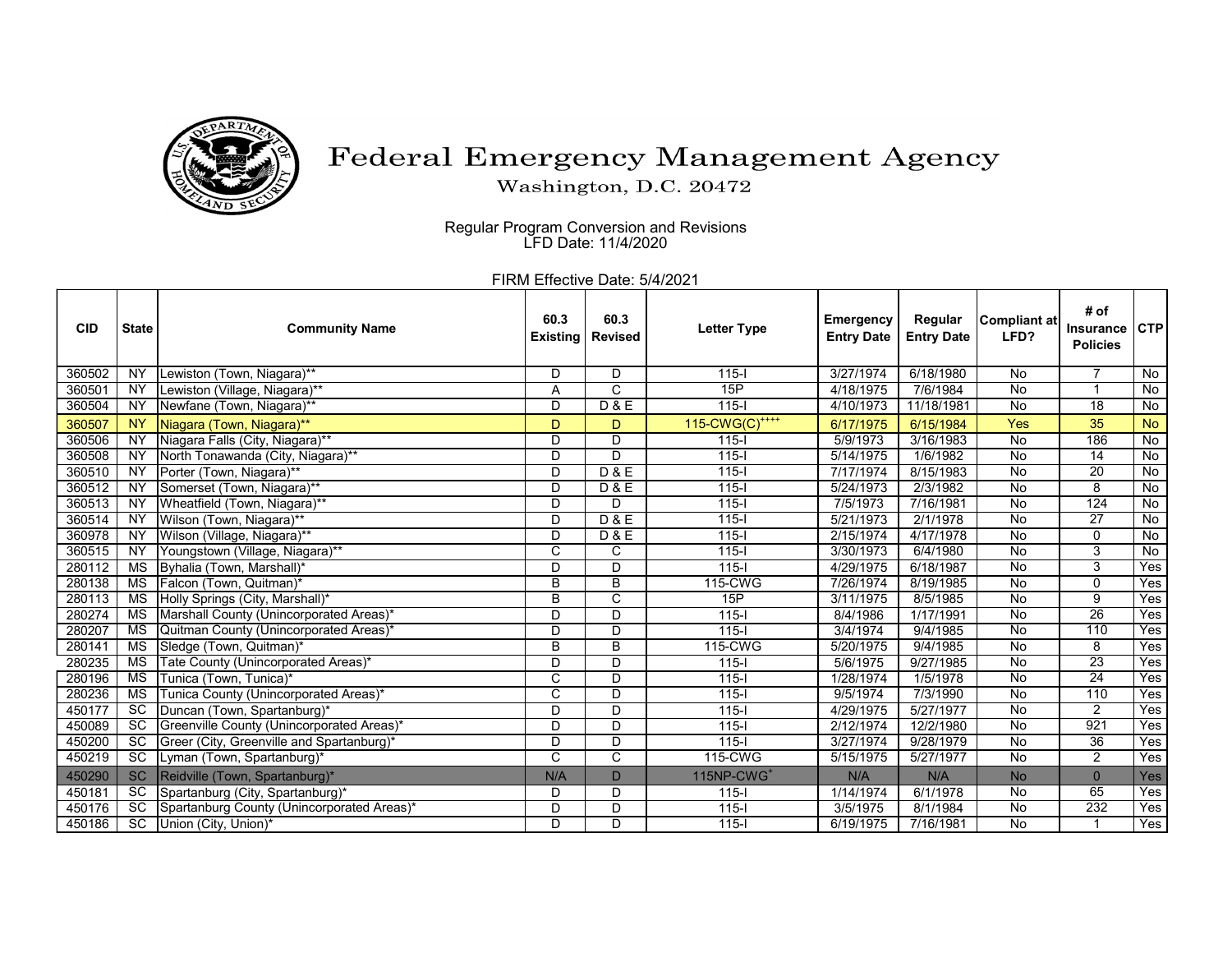# Federal Emergency Management Agency

Washington, D.C. 20472

Regular Program Conversion and Revisions
LFD Date: 11/4/2020

FIRM Effective Date: 5/4/2021

| CID | State | Community Name | 60.3 Existing | 60.3 Revised | Letter Type | Emergency Entry Date | Regular Entry Date | Compliant at LFD? | # of Insurance Policies | CTP |
|---|---|---|---|---|---|---|---|---|---|---|
| 360502 | NY | Lewiston (Town, Niagara)** | D | D | 115-I | 3/27/1974 | 6/18/1980 | No | 7 | No |
| 360501 | NY | Lewiston (Village, Niagara)** | A | C | 15P | 4/18/1975 | 7/6/1984 | No | 1 | No |
| 360504 | NY | Newfane (Town, Niagara)** | D | D & E | 115-I | 4/10/1973 | 11/18/1981 | No | 18 | No |
| 360507 | NY | Niagara (Town, Niagara)** | D | D | 115-CWG(C)++++ | 6/17/1975 | 6/15/1984 | Yes | 35 | No |
| 360506 | NY | Niagara Falls (City, Niagara)** | D | D | 115-I | 5/9/1973 | 3/16/1983 | No | 186 | No |
| 360508 | NY | North Tonawanda (City, Niagara)** | D | D | 115-I | 5/14/1975 | 1/6/1982 | No | 14 | No |
| 360510 | NY | Porter (Town, Niagara)** | D | D & E | 115-I | 7/17/1974 | 8/15/1983 | No | 20 | No |
| 360512 | NY | Somerset (Town, Niagara)** | D | D & E | 115-I | 5/24/1973 | 2/3/1982 | No | 8 | No |
| 360513 | NY | Wheatfield (Town, Niagara)** | D | D | 115-I | 7/5/1973 | 7/16/1981 | No | 124 | No |
| 360514 | NY | Wilson (Town, Niagara)** | D | D & E | 115-I | 5/21/1973 | 2/1/1978 | No | 27 | No |
| 360978 | NY | Wilson (Village, Niagara)** | D | D & E | 115-I | 2/15/1974 | 4/17/1978 | No | 0 | No |
| 360515 | NY | Youngstown (Village, Niagara)** | C | C | 115-I | 3/30/1973 | 6/4/1980 | No | 3 | No |
| 280112 | MS | Byhalia (Town, Marshall)* | D | D | 115-I | 4/29/1975 | 6/18/1987 | No | 3 | Yes |
| 280138 | MS | Falcon (Town, Quitman)* | B | B | 115-CWG | 7/26/1974 | 8/19/1985 | No | 0 | Yes |
| 280113 | MS | Holly Springs (City, Marshall)* | B | C | 15P | 3/11/1975 | 8/5/1985 | No | 9 | Yes |
| 280274 | MS | Marshall County (Unincorporated Areas)* | D | D | 115-I | 8/4/1986 | 1/17/1991 | No | 26 | Yes |
| 280207 | MS | Quitman County (Unincorporated Areas)* | D | D | 115-I | 3/4/1974 | 9/4/1985 | No | 110 | Yes |
| 280141 | MS | Sledge (Town, Quitman)* | B | B | 115-CWG | 5/20/1975 | 9/4/1985 | No | 8 | Yes |
| 280235 | MS | Tate County (Unincorporated Areas)* | D | D | 115-I | 5/6/1975 | 9/27/1985 | No | 23 | Yes |
| 280196 | MS | Tunica (Town, Tunica)* | C | D | 115-I | 1/28/1974 | 1/5/1978 | No | 24 | Yes |
| 280236 | MS | Tunica County (Unincorporated Areas)* | C | D | 115-I | 9/5/1974 | 7/3/1990 | No | 110 | Yes |
| 450177 | SC | Duncan (Town, Spartanburg)* | D | D | 115-I | 4/29/1975 | 5/27/1977 | No | 2 | Yes |
| 450089 | SC | Greenville County (Unincorporated Areas)* | D | D | 115-I | 2/12/1974 | 12/2/1980 | No | 921 | Yes |
| 450200 | SC | Greer (City, Greenville and Spartanburg)* | D | D | 115-I | 3/27/1974 | 9/28/1979 | No | 36 | Yes |
| 450219 | SC | Lyman (Town, Spartanburg)* | C | C | 115-CWG | 5/15/1975 | 5/27/1977 | No | 2 | Yes |
| 450290 | SC | Reidville (Town, Spartanburg)* | N/A | D | 115NP-CWG+ | N/A | N/A | No | 0 | Yes |
| 450181 | SC | Spartanburg (City, Spartanburg)* | D | D | 115-I | 1/14/1974 | 6/1/1978 | No | 65 | Yes |
| 450176 | SC | Spartanburg County (Unincorporated Areas)* | D | D | 115-I | 3/5/1975 | 8/1/1984 | No | 232 | Yes |
| 450186 | SC | Union (City, Union)* | D | D | 115-I | 6/19/1975 | 7/16/1981 | No | 1 | Yes |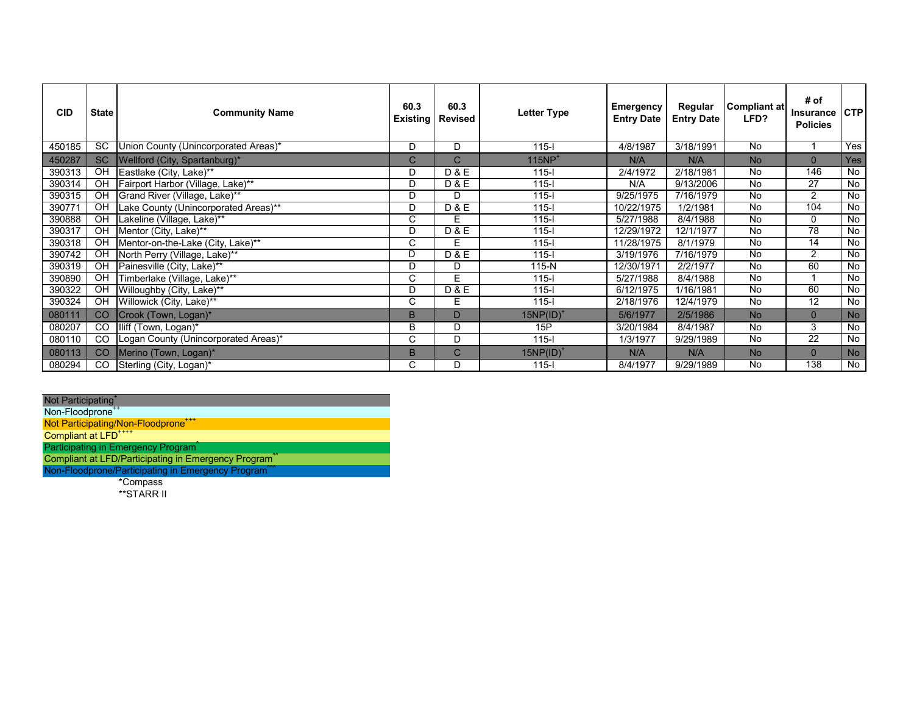| CID | State | Community Name | 60.3 Existing | 60.3 Revised | Letter Type | Emergency Entry Date | Regular Entry Date | Compliant at LFD? | # of Insurance Policies | CTP |
|---|---|---|---|---|---|---|---|---|---|---|
| 450185 | SC | Union County (Unincorporated Areas)* | D | D | 115-I | 4/8/1987 | 3/18/1991 | No | 1 | Yes |
| 450287 | SC | Wellford (City, Spartanburg)* | C | C | 115NP[+] | N/A | N/A | No | 0 | Yes |
| 390313 | OH | Eastlake (City, Lake)** | D | D & E | 115-I | 2/4/1972 | 2/18/1981 | No | 146 | No |
| 390314 | OH | Fairport Harbor (Village, Lake)** | D | D & E | 115-I | N/A | 9/13/2006 | No | 27 | No |
| 390315 | OH | Grand River (Village, Lake)** | D | D | 115-I | 9/25/1975 | 7/16/1979 | No | 2 | No |
| 390771 | OH | Lake County (Unincorporated Areas)** | D | D & E | 115-I | 10/22/1975 | 1/2/1981 | No | 104 | No |
| 390888 | OH | Lakeline (Village, Lake)** | C | E | 115-I | 5/27/1988 | 8/4/1988 | No | 0 | No |
| 390317 | OH | Mentor (City, Lake)** | D | D & E | 115-I | 12/29/1972 | 12/1/1977 | No | 78 | No |
| 390318 | OH | Mentor-on-the-Lake (City, Lake)** | C | E | 115-I | 11/28/1975 | 8/1/1979 | No | 14 | No |
| 390742 | OH | North Perry (Village, Lake)** | D | D & E | 115-I | 3/19/1976 | 7/16/1979 | No | 2 | No |
| 390319 | OH | Painesville (City, Lake)** | D | D | 115-N | 12/30/1971 | 2/2/1977 | No | 60 | No |
| 390890 | OH | Timberlake (Village, Lake)** | C | E | 115-I | 5/27/1988 | 8/4/1988 | No | 1 | No |
| 390322 | OH | Willoughby (City, Lake)** | D | D & E | 115-I | 6/12/1975 | 1/16/1981 | No | 60 | No |
| 390324 | OH | Willowick (City, Lake)** | C | E | 115-I | 2/18/1976 | 12/4/1979 | No | 12 | No |
| 080111 | CO | Crook (Town, Logan)* | B | D | 15NP(ID)[+] | 5/6/1977 | 2/5/1986 | No | 0 | No |
| 080207 | CO | Iliff (Town, Logan)* | B | D | 15P | 3/20/1984 | 8/4/1987 | No | 3 | No |
| 080110 | CO | Logan County (Unincorporated Areas)* | C | D | 115-I | 1/3/1977 | 9/29/1989 | No | 22 | No |
| 080113 | CO | Merino (Town, Logan)* | B | C | 15NP(ID)[+] | N/A | N/A | No | 0 | No |
| 080294 | CO | Sterling (City, Logan)* | C | D | 115-I | 8/4/1977 | 9/29/1989 | No | 138 | No |

Not Participating[+]
Non-Floodprone[++]
Not Participating/Non-Floodprone[+++]
Compliant at LFD[++++]
Participating in Emergency Program[^]
Compliant at LFD/Participating in Emergency Program[^^]
Non-Floodprone/Participating in Emergency Program[^^^]

*Compass
**STARR II